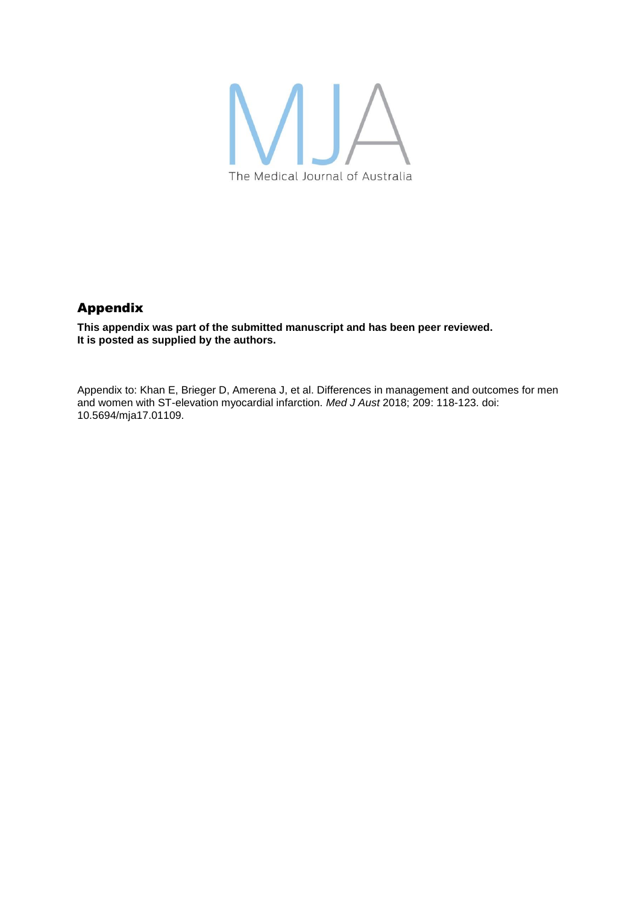MJA

The Medical Journal of Australia

## Appendix

**This appendix was part of the submitted manuscript and has been peer reviewed. It is posted as supplied by the authors.**

Appendix to: Khan E, Brieger D, Amerena J, et al. Differences in management and outcomes for men and women with ST-elevation myocardial infarction. *Med J Aust* 2018; 209: 118-123. doi: 10.5694/mja17.01109.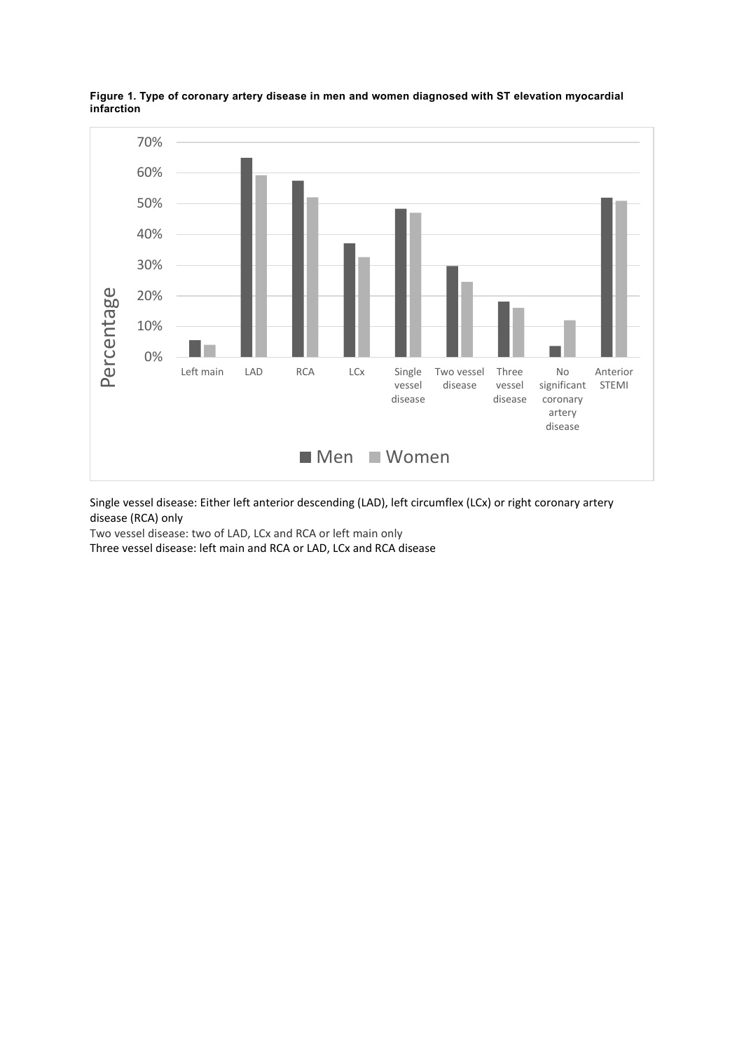**Figure 1. Type of coronary artery disease in men and women diagnosed with ST elevation myocardial infarction**

Single vessel disease: Either left anterior descending (LAD), left circumflex (LCx) or right coronary artery disease (RCA) only

Two vessel disease: two of LAD, LCx and RCA or left main only

Three vessel disease: left main and RCA or LAD, LCx and RCA disease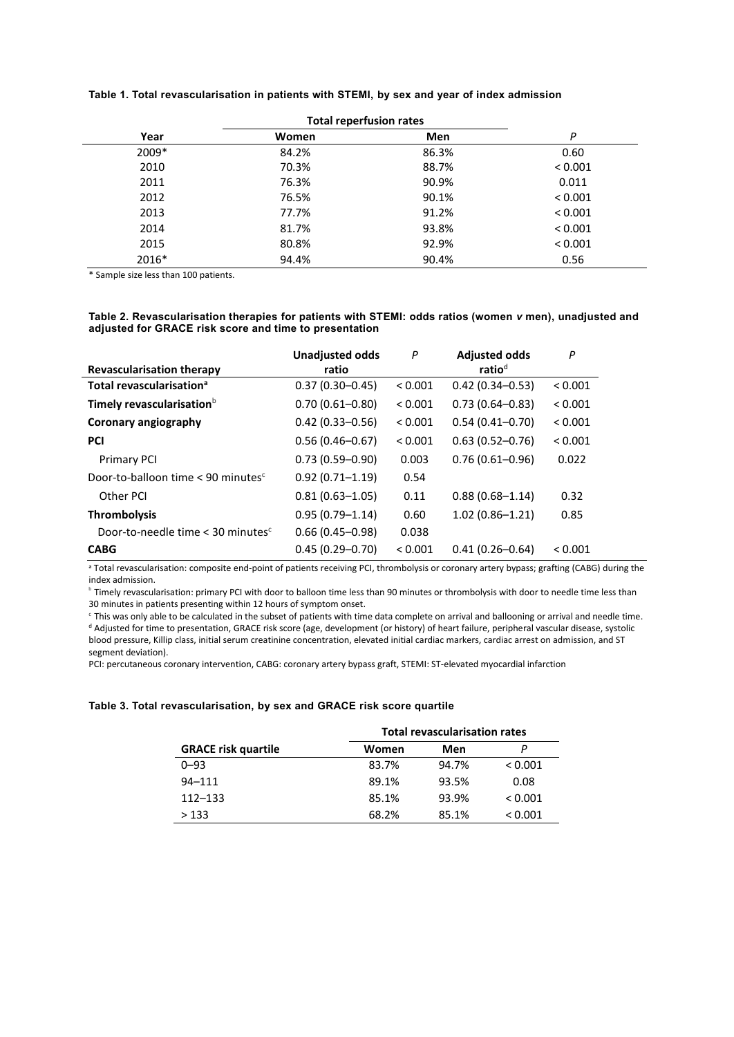**Table 1. Total revascularisation in patients with STEMI, by sex and year of index admission**

| Year | Total reperfusion rates | | *P* |
|---|---|---|---|
| | Women | Men | |
| 2009* | 84.2% | 86.3% | 0.60 |
| 2010 | 70.3% | 88.7% | < 0.001 |
| 2011 | 76.3% | 90.9% | 0.011 |
| 2012 | 76.5% | 90.1% | < 0.001 |
| 2013 | 77.7% | 91.2% | < 0.001 |
| 2014 | 81.7% | 93.8% | < 0.001 |
| 2015 | 80.8% | 92.9% | < 0.001 |
| 2016* | 94.4% | 90.4% | 0.56 |

* Sample size less than 100 patients.

**Table 2. Revascularisation therapies for patients with STEMI: odds ratios (women *v* men), unadjusted and adjusted for GRACE risk score and time to presentation**

| Revascularisation therapy | Unadjusted odds ratio | *P* | Adjusted odds ratio[d] | *P* |
|---|---|---|---|---|
| **Total revascularisation[a]** | 0.37 (0.30–0.45) | < 0.001 | 0.42 (0.34–0.53) | < 0.001 |
| **Timely revascularisation[b]** | 0.70 (0.61–0.80) | < 0.001 | 0.73 (0.64–0.83) | < 0.001 |
| **Coronary angiography** | 0.42 (0.33–0.56) | < 0.001 | 0.54 (0.41–0.70) | < 0.001 |
| **PCI** | 0.56 (0.46–0.67) | < 0.001 | 0.63 (0.52–0.76) | < 0.001 |
| Primary PCI | 0.73 (0.59–0.90) | 0.003 | 0.76 (0.61–0.96) | 0.022 |
| Door-to-balloon time < 90 minutes[c] | 0.92 (0.71–1.19) | 0.54 | | |
| Other PCI | 0.81 (0.63–1.05) | 0.11 | 0.88 (0.68–1.14) | 0.32 |
| **Thrombolysis** | 0.95 (0.79–1.14) | 0.60 | 1.02 (0.86–1.21) | 0.85 |
| Door-to-needle time < 30 minutes[c] | 0.66 (0.45–0.98) | 0.038 | | |
| **CABG** | 0.45 (0.29–0.70) | < 0.001 | 0.41 (0.26–0.64) | < 0.001 |

[a] Total revascularisation: composite end-point of patients receiving PCI, thrombolysis or coronary artery bypass; grafting (CABG) during the index admission.
[b] Timely revascularisation: primary PCI with door to balloon time less than 90 minutes or thrombolysis with door to needle time less than 30 minutes in patients presenting within 12 hours of symptom onset.
[c] This was only able to be calculated in the subset of patients with time data complete on arrival and ballooning or arrival and needle time.
[d] Adjusted for time to presentation, GRACE risk score (age, development (or history) of heart failure, peripheral vascular disease, systolic blood pressure, Killip class, initial serum creatinine concentration, elevated initial cardiac markers, cardiac arrest on admission, and ST segment deviation).
PCI: percutaneous coronary intervention, CABG: coronary artery bypass graft, STEMI: ST-elevated myocardial infarction

**Table 3. Total revascularisation, by sex and GRACE risk score quartile**

| GRACE risk quartile | Total revascularisation rates | | |
|---|---|---|---|
| | Women | Men | *P* |
| 0–93 | 83.7% | 94.7% | < 0.001 |
| 94–111 | 89.1% | 93.5% | 0.08 |
| 112–133 | 85.1% | 93.9% | < 0.001 |
| > 133 | 68.2% | 85.1% | < 0.001 |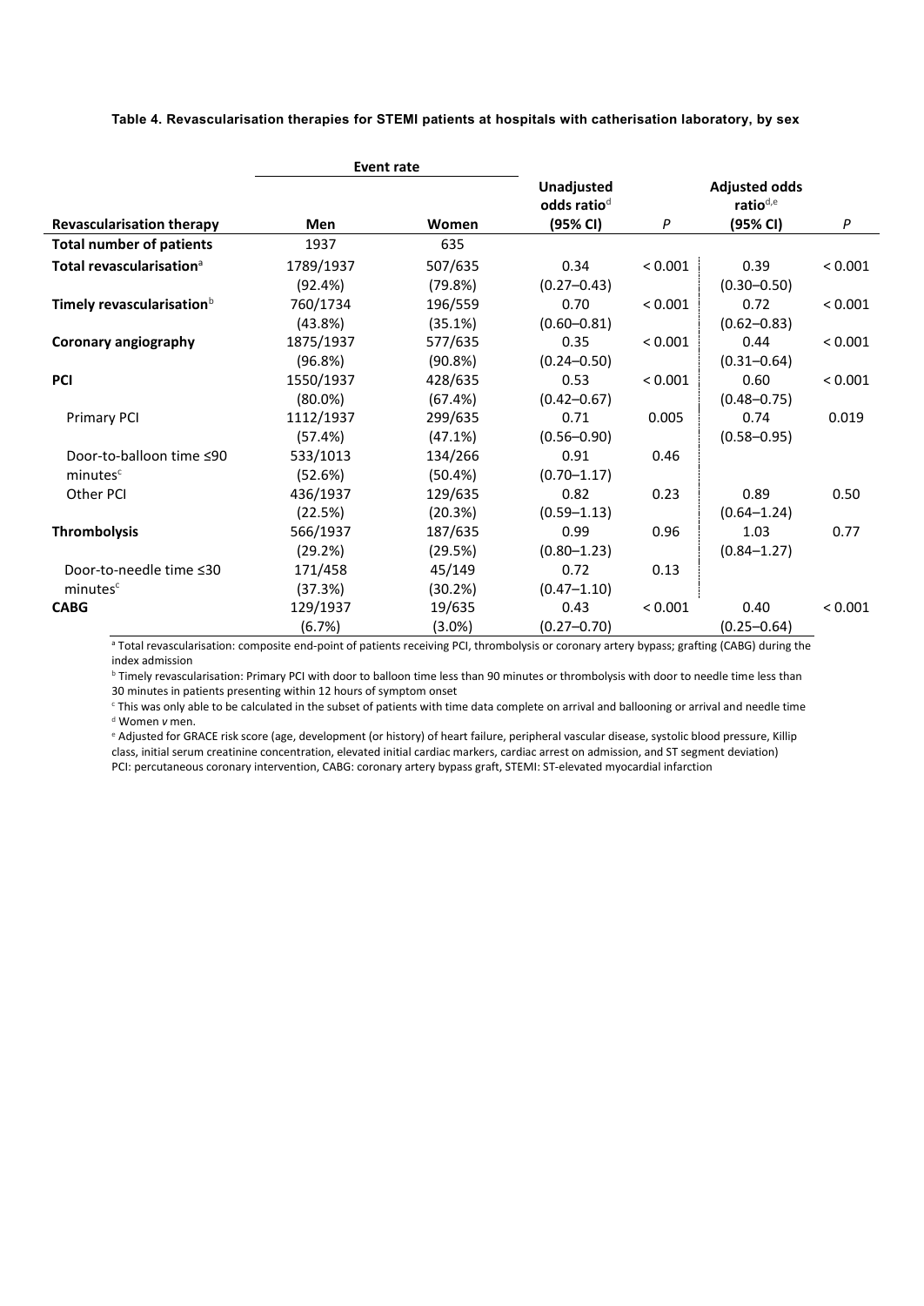**Table 4. Revascularisation therapies for STEMI patients at hospitals with catherisation laboratory, by sex**

| | Event rate | | | | | |
|---|---|---|---|---|---|---|
| **Revascularisation therapy** | **Men** | **Women** | **Unadjusted odds ratio[d] (95% CI)** | *P* | **Adjusted odds ratio[d,e] (95% CI)** | *P* |
| **Total number of patients** | 1937 | 635 | | | | |
| **Total revascularisation[a]** | 1789/1937 (92.4%) | 507/635 (79.8%) | 0.34 (0.27–0.43) | < 0.001 | 0.39 (0.30–0.50) | < 0.001 |
| **Timely revascularisation[b]** | 760/1734 (43.8%) | 196/559 (35.1%) | 0.70 (0.60–0.81) | < 0.001 | 0.72 (0.62–0.83) | < 0.001 |
| **Coronary angiography** | 1875/1937 (96.8%) | 577/635 (90.8%) | 0.35 (0.24–0.50) | < 0.001 | 0.44 (0.31–0.64) | < 0.001 |
| **PCI** | 1550/1937 (80.0%) | 428/635 (67.4%) | 0.53 (0.42–0.67) | < 0.001 | 0.60 (0.48–0.75) | < 0.001 |
| Primary PCI | 1112/1937 (57.4%) | 299/635 (47.1%) | 0.71 (0.56–0.90) | 0.005 | 0.74 (0.58–0.95) | 0.019 |
| Door-to-balloon time ≤90 minutes[c] | 533/1013 (52.6%) | 134/266 (50.4%) | 0.91 (0.70–1.17) | 0.46 | | |
| Other PCI | 436/1937 (22.5%) | 129/635 (20.3%) | 0.82 (0.59–1.13) | 0.23 | 0.89 (0.64–1.24) | 0.50 |
| **Thrombolysis** | 566/1937 (29.2%) | 187/635 (29.5%) | 0.99 (0.80–1.23) | 0.96 | 1.03 (0.84–1.27) | 0.77 |
| Door-to-needle time ≤30 minutes[c] | 171/458 (37.3%) | 45/149 (30.2%) | 0.72 (0.47–1.10) | 0.13 | | |
| **CABG** | 129/1937 (6.7%) | 19/635 (3.0%) | 0.43 (0.27–0.70) | < 0.001 | 0.40 (0.25–0.64) | < 0.001 |

[a] Total revascularisation: composite end-point of patients receiving PCI, thrombolysis or coronary artery bypass; grafting (CABG) during the index admission

[b] Timely revascularisation: Primary PCI with door to balloon time less than 90 minutes or thrombolysis with door to needle time less than 30 minutes in patients presenting within 12 hours of symptom onset

[c] This was only able to be calculated in the subset of patients with time data complete on arrival and ballooning or arrival and needle time

[d] Women *v* men.

[e] Adjusted for GRACE risk score (age, development (or history) of heart failure, peripheral vascular disease, systolic blood pressure, Killip class, initial serum creatinine concentration, elevated initial cardiac markers, cardiac arrest on admission, and ST segment deviation)

PCI: percutaneous coronary intervention, CABG: coronary artery bypass graft, STEMI: ST-elevated myocardial infarction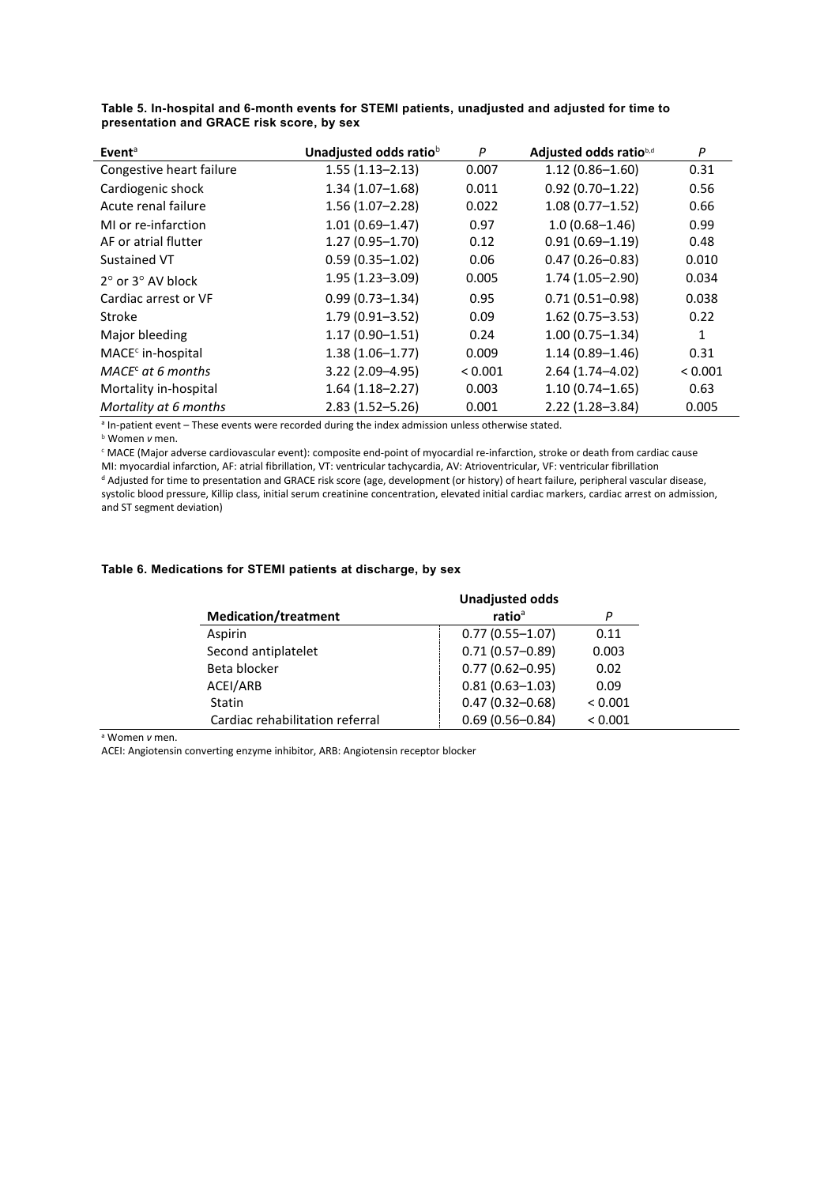**Table 5. In-hospital and 6-month events for STEMI patients, unadjusted and adjusted for time to presentation and GRACE risk score, by sex**

| Event[a] | Unadjusted odds ratio[b] | P | Adjusted odds ratio[b,d] | P |
|---|---|---|---|---|
| Congestive heart failure | 1.55 (1.13–2.13) | 0.007 | 1.12 (0.86–1.60) | 0.31 |
| Cardiogenic shock | 1.34 (1.07–1.68) | 0.011 | 0.92 (0.70–1.22) | 0.56 |
| Acute renal failure | 1.56 (1.07–2.28) | 0.022 | 1.08 (0.77–1.52) | 0.66 |
| MI or re-infarction | 1.01 (0.69–1.47) | 0.97 | 1.0 (0.68–1.46) | 0.99 |
| AF or atrial flutter | 1.27 (0.95–1.70) | 0.12 | 0.91 (0.69–1.19) | 0.48 |
| Sustained VT | 0.59 (0.35–1.02) | 0.06 | 0.47 (0.26–0.83) | 0.010 |
| 2° or 3° AV block | 1.95 (1.23–3.09) | 0.005 | 1.74 (1.05–2.90) | 0.034 |
| Cardiac arrest or VF | 0.99 (0.73–1.34) | 0.95 | 0.71 (0.51–0.98) | 0.038 |
| Stroke | 1.79 (0.91–3.52) | 0.09 | 1.62 (0.75–3.53) | 0.22 |
| Major bleeding | 1.17 (0.90–1.51) | 0.24 | 1.00 (0.75–1.34) | 1 |
| MACE[c] in-hospital | 1.38 (1.06–1.77) | 0.009 | 1.14 (0.89–1.46) | 0.31 |
| *MACE[c] at 6 months* | 3.22 (2.09–4.95) | < 0.001 | 2.64 (1.74–4.02) | < 0.001 |
| Mortality in-hospital | 1.64 (1.18–2.27) | 0.003 | 1.10 (0.74–1.65) | 0.63 |
| *Mortality at 6 months* | 2.83 (1.52–5.26) | 0.001 | 2.22 (1.28–3.84) | 0.005 |

[a] In-patient event – These events were recorded during the index admission unless otherwise stated.

[b] Women *v* men.

[c] MACE (Major adverse cardiovascular event): composite end-point of myocardial re-infarction, stroke or death from cardiac cause

MI: myocardial infarction, AF: atrial fibrillation, VT: ventricular tachycardia, AV: Atrioventricular, VF: ventricular fibrillation

[d] Adjusted for time to presentation and GRACE risk score (age, development (or history) of heart failure, peripheral vascular disease, systolic blood pressure, Killip class, initial serum creatinine concentration, elevated initial cardiac markers, cardiac arrest on admission, and ST segment deviation)

**Table 6. Medications for STEMI patients at discharge, by sex**

| Medication/treatment | Unadjusted odds ratio[a] | P |
|---|---|---|
| Aspirin | 0.77 (0.55–1.07) | 0.11 |
| Second antiplatelet | 0.71 (0.57–0.89) | 0.003 |
| Beta blocker | 0.77 (0.62–0.95) | 0.02 |
| ACEI/ARB | 0.81 (0.63–1.03) | 0.09 |
| Statin | 0.47 (0.32–0.68) | < 0.001 |
| Cardiac rehabilitation referral | 0.69 (0.56–0.84) | < 0.001 |

[a] Women *v* men.

ACEI: Angiotensin converting enzyme inhibitor, ARB: Angiotensin receptor blocker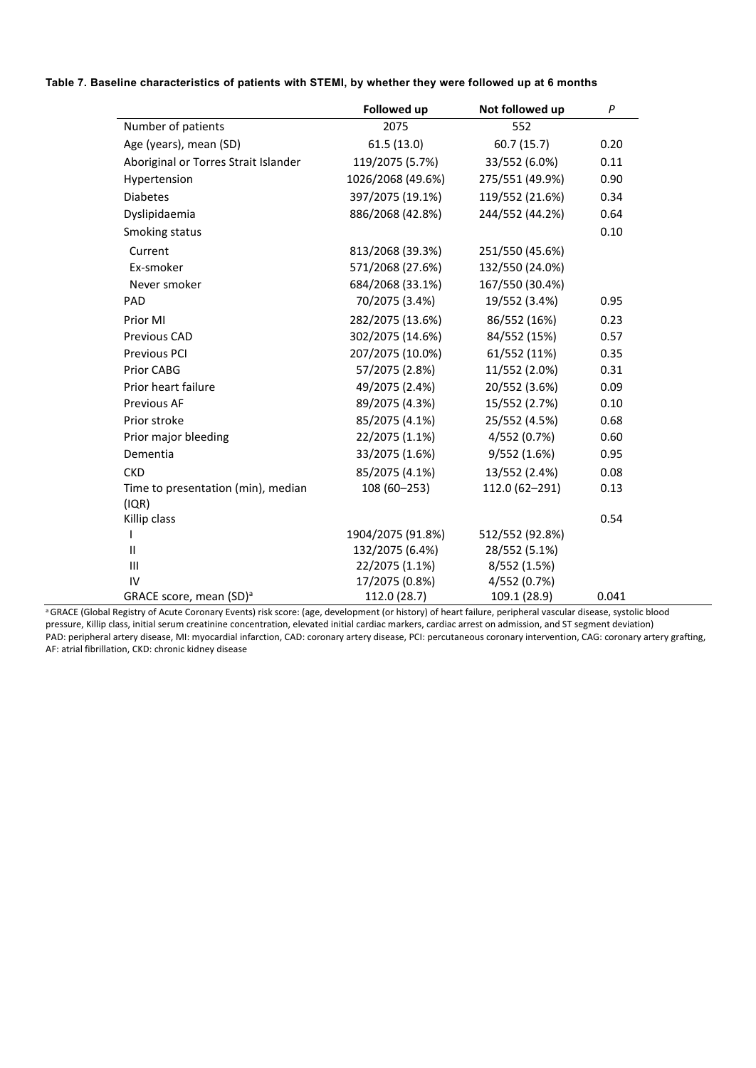**Table 7. Baseline characteristics of patients with STEMI, by whether they were followed up at 6 months**

| | Followed up | Not followed up | *P* |
|---|---|---|---|
| Number of patients | 2075 | 552 | |
| Age (years), mean (SD) | 61.5 (13.0) | 60.7 (15.7) | 0.20 |
| Aboriginal or Torres Strait Islander | 119/2075 (5.7%) | 33/552 (6.0%) | 0.11 |
| Hypertension | 1026/2068 (49.6%) | 275/551 (49.9%) | 0.90 |
| Diabetes | 397/2075 (19.1%) | 119/552 (21.6%) | 0.34 |
| Dyslipidaemia | 886/2068 (42.8%) | 244/552 (44.2%) | 0.64 |
| Smoking status | | | 0.10 |
| Current | 813/2068 (39.3%) | 251/550 (45.6%) | |
| Ex-smoker | 571/2068 (27.6%) | 132/550 (24.0%) | |
| Never smoker | 684/2068 (33.1%) | 167/550 (30.4%) | |
| PAD | 70/2075 (3.4%) | 19/552 (3.4%) | 0.95 |
| Prior MI | 282/2075 (13.6%) | 86/552 (16%) | 0.23 |
| Previous CAD | 302/2075 (14.6%) | 84/552 (15%) | 0.57 |
| Previous PCI | 207/2075 (10.0%) | 61/552 (11%) | 0.35 |
| Prior CABG | 57/2075 (2.8%) | 11/552 (2.0%) | 0.31 |
| Prior heart failure | 49/2075 (2.4%) | 20/552 (3.6%) | 0.09 |
| Previous AF | 89/2075 (4.3%) | 15/552 (2.7%) | 0.10 |
| Prior stroke | 85/2075 (4.1%) | 25/552 (4.5%) | 0.68 |
| Prior major bleeding | 22/2075 (1.1%) | 4/552 (0.7%) | 0.60 |
| Dementia | 33/2075 (1.6%) | 9/552 (1.6%) | 0.95 |
| CKD | 85/2075 (4.1%) | 13/552 (2.4%) | 0.08 |
| Time to presentation (min), median (IQR) | 108 (60–253) | 112.0 (62–291) | 0.13 |
| Killip class | | | 0.54 |
| I | 1904/2075 (91.8%) | 512/552 (92.8%) | |
| II | 132/2075 (6.4%) | 28/552 (5.1%) | |
| III | 22/2075 (1.1%) | 8/552 (1.5%) | |
| IV | 17/2075 (0.8%) | 4/552 (0.7%) | |
| GRACE score, mean (SD)[a] | 112.0 (28.7) | 109.1 (28.9) | 0.041 |

[a] GRACE (Global Registry of Acute Coronary Events) risk score: (age, development (or history) of heart failure, peripheral vascular disease, systolic blood pressure, Killip class, initial serum creatinine concentration, elevated initial cardiac markers, cardiac arrest on admission, and ST segment deviation)

PAD: peripheral artery disease, MI: myocardial infarction, CAD: coronary artery disease, PCI: percutaneous coronary intervention, CAG: coronary artery grafting, AF: atrial fibrillation, CKD: chronic kidney disease